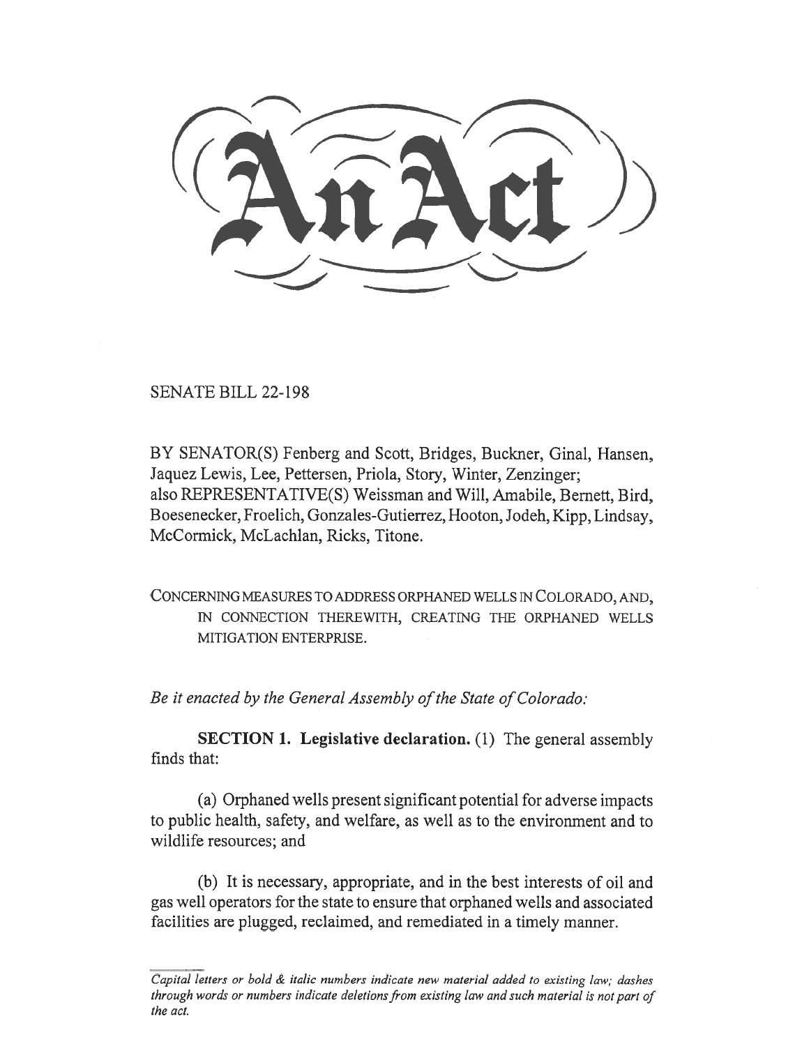# An Act

SENATE BILL 22-198

BY SENATOR(S) Fenberg and Scott, Bridges, Buckner, Ginal, Hansen, Jaquez Lewis, Lee, Pettersen, Priola, Story, Winter, Zenzinger;
also REPRESENTATIVE(S) Weissman and Will, Amabile, Bernett, Bird, Boesenecker, Froelich, Gonzales-Gutierrez, Hooton, Jodeh, Kipp, Lindsay, McCormick, McLachlan, Ricks, Titone.

CONCERNING MEASURES TO ADDRESS ORPHANED WELLS IN COLORADO, AND, IN CONNECTION THEREWITH, CREATING THE ORPHANED WELLS MITIGATION ENTERPRISE.

*Be it enacted by the General Assembly of the State of Colorado:*

**SECTION 1. Legislative declaration.** (1) The general assembly finds that:

(a) Orphaned wells present significant potential for adverse impacts to public health, safety, and welfare, as well as to the environment and to wildlife resources; and

(b) It is necessary, appropriate, and in the best interests of oil and gas well operators for the state to ensure that orphaned wells and associated facilities are plugged, reclaimed, and remediated in a timely manner.

*Capital letters or bold & italic numbers indicate new material added to existing law; dashes through words or numbers indicate deletions from existing law and such material is not part of the act.*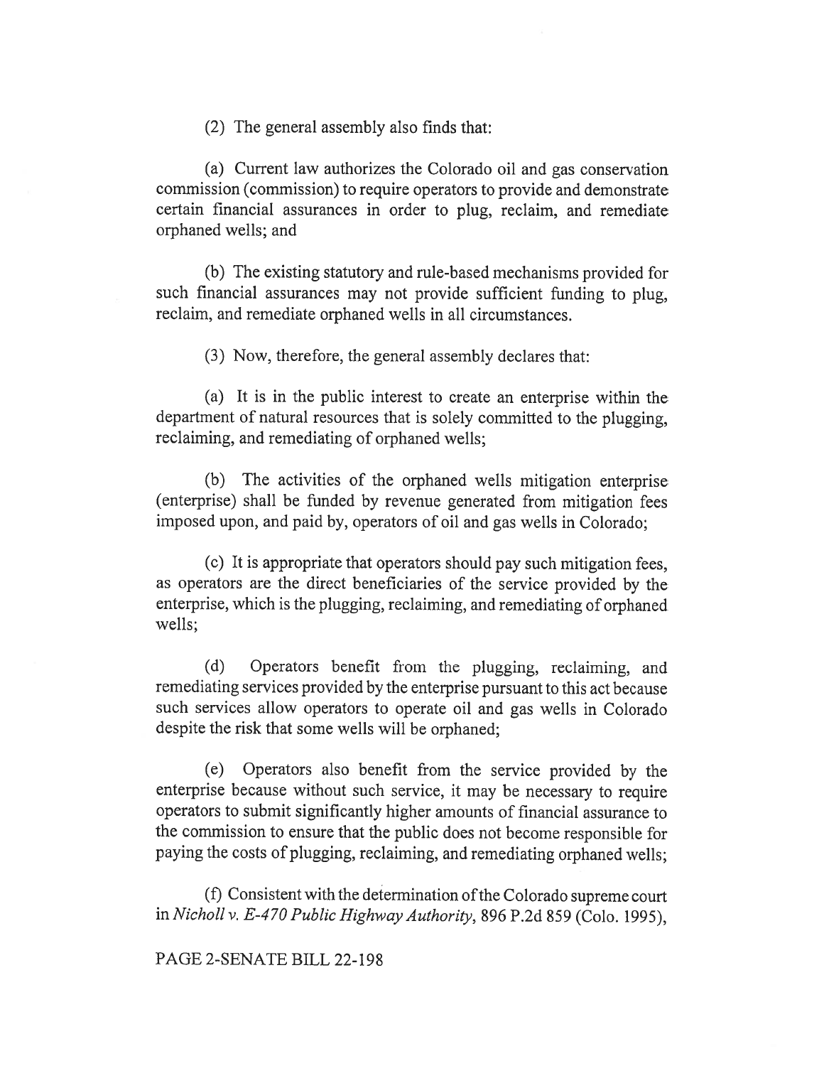(2) The general assembly also finds that:

(a) Current law authorizes the Colorado oil and gas conservation commission (commission) to require operators to provide and demonstrate certain financial assurances in order to plug, reclaim, and remediate orphaned wells; and

(b) The existing statutory and rule-based mechanisms provided for such financial assurances may not provide sufficient funding to plug, reclaim, and remediate orphaned wells in all circumstances.

(3) Now, therefore, the general assembly declares that:

(a) It is in the public interest to create an enterprise within the department of natural resources that is solely committed to the plugging, reclaiming, and remediating of orphaned wells;

(b) The activities of the orphaned wells mitigation enterprise (enterprise) shall be funded by revenue generated from mitigation fees imposed upon, and paid by, operators of oil and gas wells in Colorado;

(c) It is appropriate that operators should pay such mitigation fees, as operators are the direct beneficiaries of the service provided by the enterprise, which is the plugging, reclaiming, and remediating of orphaned wells;

(d) Operators benefit from the plugging, reclaiming, and remediating services provided by the enterprise pursuant to this act because such services allow operators to operate oil and gas wells in Colorado despite the risk that some wells will be orphaned;

(e) Operators also benefit from the service provided by the enterprise because without such service, it may be necessary to require operators to submit significantly higher amounts of financial assurance to the commission to ensure that the public does not become responsible for paying the costs of plugging, reclaiming, and remediating orphaned wells;

(f) Consistent with the determination of the Colorado supreme court in *Nicholl v. E-470 Public Highway Authority*, 896 P.2d 859 (Colo. 1995),

PAGE 2-SENATE BILL 22-198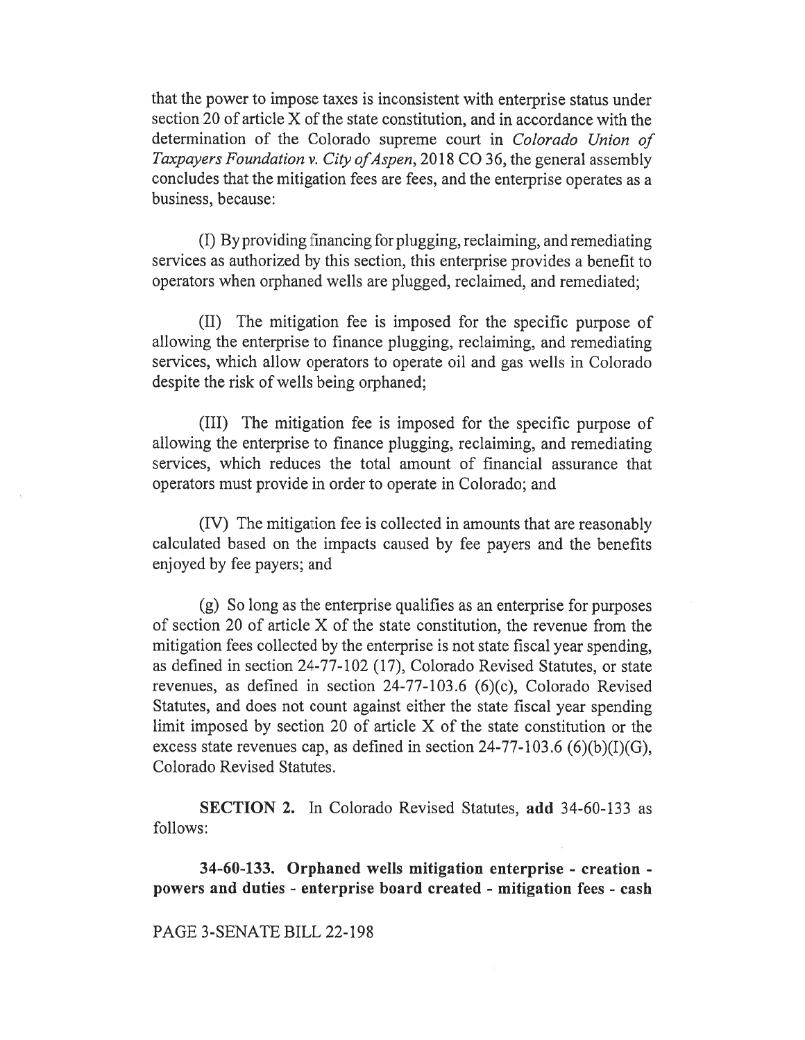that the power to impose taxes is inconsistent with enterprise status under section 20 of article X of the state constitution, and in accordance with the determination of the Colorado supreme court in *Colorado Union of Taxpayers Foundation v. City of Aspen*, 2018 CO 36, the general assembly concludes that the mitigation fees are fees, and the enterprise operates as a business, because:

(I) By providing financing for plugging, reclaiming, and remediating services as authorized by this section, this enterprise provides a benefit to operators when orphaned wells are plugged, reclaimed, and remediated;

(II) The mitigation fee is imposed for the specific purpose of allowing the enterprise to finance plugging, reclaiming, and remediating services, which allow operators to operate oil and gas wells in Colorado despite the risk of wells being orphaned;

(III) The mitigation fee is imposed for the specific purpose of allowing the enterprise to finance plugging, reclaiming, and remediating services, which reduces the total amount of financial assurance that operators must provide in order to operate in Colorado; and

(IV) The mitigation fee is collected in amounts that are reasonably calculated based on the impacts caused by fee payers and the benefits enjoyed by fee payers; and

(g) So long as the enterprise qualifies as an enterprise for purposes of section 20 of article X of the state constitution, the revenue from the mitigation fees collected by the enterprise is not state fiscal year spending, as defined in section 24-77-102 (17), Colorado Revised Statutes, or state revenues, as defined in section 24-77-103.6 (6)(c), Colorado Revised Statutes, and does not count against either the state fiscal year spending limit imposed by section 20 of article X of the state constitution or the excess state revenues cap, as defined in section 24-77-103.6 (6)(b)(I)(G), Colorado Revised Statutes.

**SECTION 2.** In Colorado Revised Statutes, **add** 34-60-133 as follows:

**34-60-133. Orphaned wells mitigation enterprise - creation - powers and duties - enterprise board created - mitigation fees - cash**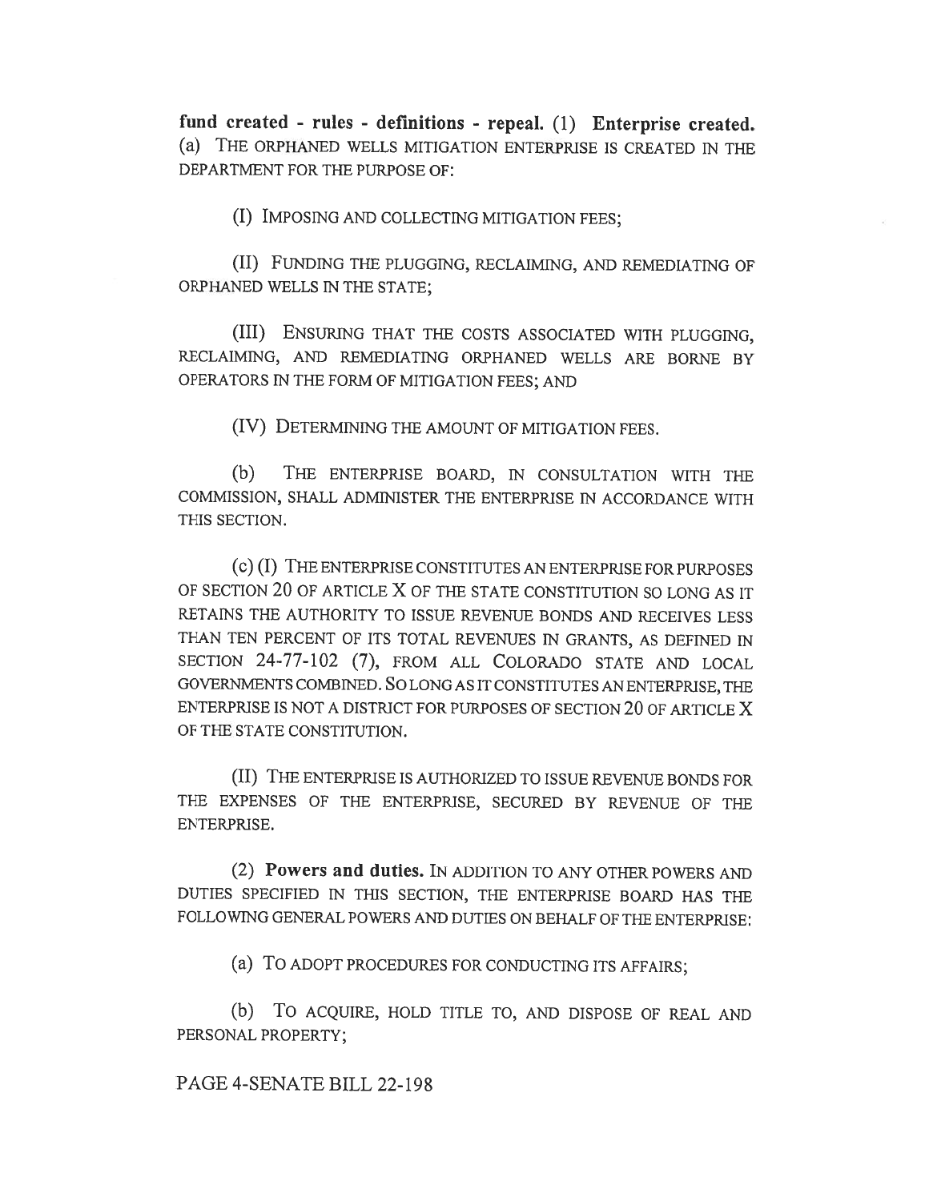**fund created - rules - definitions - repeal.** (1) **Enterprise created.** (a) THE ORPHANED WELLS MITIGATION ENTERPRISE IS CREATED IN THE DEPARTMENT FOR THE PURPOSE OF:

(I) IMPOSING AND COLLECTING MITIGATION FEES;

(II) FUNDING THE PLUGGING, RECLAIMING, AND REMEDIATING OF ORPHANED WELLS IN THE STATE;

(III) ENSURING THAT THE COSTS ASSOCIATED WITH PLUGGING, RECLAIMING, AND REMEDIATING ORPHANED WELLS ARE BORNE BY OPERATORS IN THE FORM OF MITIGATION FEES; AND

(IV) DETERMINING THE AMOUNT OF MITIGATION FEES.

(b) THE ENTERPRISE BOARD, IN CONSULTATION WITH THE COMMISSION, SHALL ADMINISTER THE ENTERPRISE IN ACCORDANCE WITH THIS SECTION.

(c) (I) THE ENTERPRISE CONSTITUTES AN ENTERPRISE FOR PURPOSES OF SECTION 20 OF ARTICLE X OF THE STATE CONSTITUTION SO LONG AS IT RETAINS THE AUTHORITY TO ISSUE REVENUE BONDS AND RECEIVES LESS THAN TEN PERCENT OF ITS TOTAL REVENUES IN GRANTS, AS DEFINED IN SECTION 24-77-102 (7), FROM ALL COLORADO STATE AND LOCAL GOVERNMENTS COMBINED. SO LONG AS IT CONSTITUTES AN ENTERPRISE, THE ENTERPRISE IS NOT A DISTRICT FOR PURPOSES OF SECTION 20 OF ARTICLE X OF THE STATE CONSTITUTION.

(II) THE ENTERPRISE IS AUTHORIZED TO ISSUE REVENUE BONDS FOR THE EXPENSES OF THE ENTERPRISE, SECURED BY REVENUE OF THE ENTERPRISE.

(2) **Powers and duties.** IN ADDITION TO ANY OTHER POWERS AND DUTIES SPECIFIED IN THIS SECTION, THE ENTERPRISE BOARD HAS THE FOLLOWING GENERAL POWERS AND DUTIES ON BEHALF OF THE ENTERPRISE:

(a) TO ADOPT PROCEDURES FOR CONDUCTING ITS AFFAIRS;

(b) TO ACQUIRE, HOLD TITLE TO, AND DISPOSE OF REAL AND PERSONAL PROPERTY;

PAGE 4-SENATE BILL 22-198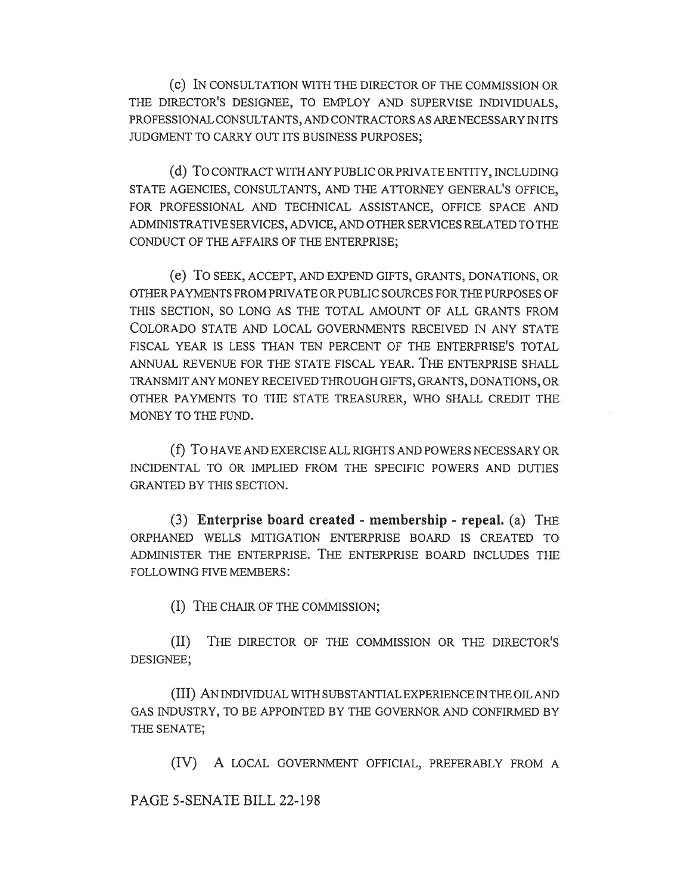(c) IN CONSULTATION WITH THE DIRECTOR OF THE COMMISSION OR THE DIRECTOR'S DESIGNEE, TO EMPLOY AND SUPERVISE INDIVIDUALS, PROFESSIONAL CONSULTANTS, AND CONTRACTORS AS ARE NECESSARY IN ITS JUDGMENT TO CARRY OUT ITS BUSINESS PURPOSES;

(d) TO CONTRACT WITH ANY PUBLIC OR PRIVATE ENTITY, INCLUDING STATE AGENCIES, CONSULTANTS, AND THE ATTORNEY GENERAL'S OFFICE, FOR PROFESSIONAL AND TECHNICAL ASSISTANCE, OFFICE SPACE AND ADMINISTRATIVE SERVICES, ADVICE, AND OTHER SERVICES RELATED TO THE CONDUCT OF THE AFFAIRS OF THE ENTERPRISE;

(e) TO SEEK, ACCEPT, AND EXPEND GIFTS, GRANTS, DONATIONS, OR OTHER PAYMENTS FROM PRIVATE OR PUBLIC SOURCES FOR THE PURPOSES OF THIS SECTION, SO LONG AS THE TOTAL AMOUNT OF ALL GRANTS FROM COLORADO STATE AND LOCAL GOVERNMENTS RECEIVED IN ANY STATE FISCAL YEAR IS LESS THAN TEN PERCENT OF THE ENTERPRISE'S TOTAL ANNUAL REVENUE FOR THE STATE FISCAL YEAR. THE ENTERPRISE SHALL TRANSMIT ANY MONEY RECEIVED THROUGH GIFTS, GRANTS, DONATIONS, OR OTHER PAYMENTS TO THE STATE TREASURER, WHO SHALL CREDIT THE MONEY TO THE FUND.

(f) TO HAVE AND EXERCISE ALL RIGHTS AND POWERS NECESSARY OR INCIDENTAL TO OR IMPLIED FROM THE SPECIFIC POWERS AND DUTIES GRANTED BY THIS SECTION.

(3) **Enterprise board created - membership - repeal.** (a) THE ORPHANED WELLS MITIGATION ENTERPRISE BOARD IS CREATED TO ADMINISTER THE ENTERPRISE. THE ENTERPRISE BOARD INCLUDES THE FOLLOWING FIVE MEMBERS:

(I) THE CHAIR OF THE COMMISSION;

(II) THE DIRECTOR OF THE COMMISSION OR THE DIRECTOR'S DESIGNEE;

(III) AN INDIVIDUAL WITH SUBSTANTIAL EXPERIENCE IN THE OIL AND GAS INDUSTRY, TO BE APPOINTED BY THE GOVERNOR AND CONFIRMED BY THE SENATE;

(IV) A LOCAL GOVERNMENT OFFICIAL, PREFERABLY FROM A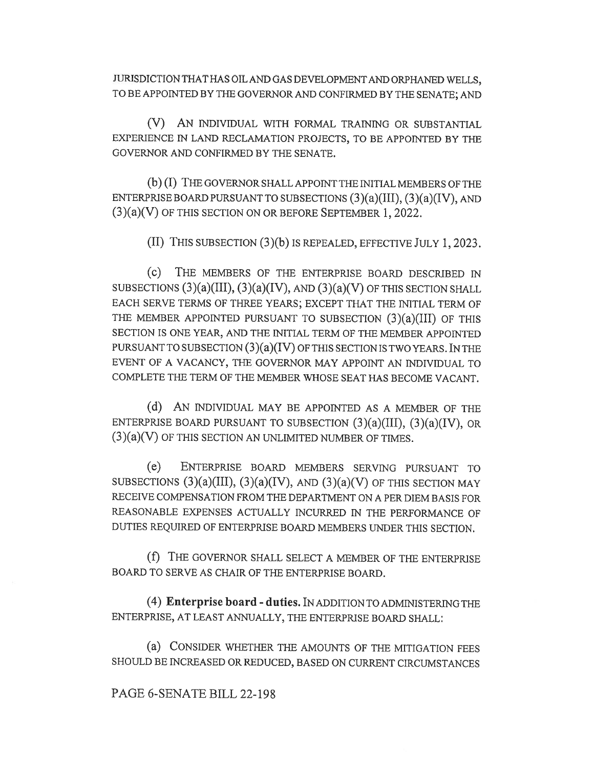JURISDICTION THAT HAS OIL AND GAS DEVELOPMENT AND ORPHANED WELLS, TO BE APPOINTED BY THE GOVERNOR AND CONFIRMED BY THE SENATE; AND

(V) AN INDIVIDUAL WITH FORMAL TRAINING OR SUBSTANTIAL EXPERIENCE IN LAND RECLAMATION PROJECTS, TO BE APPOINTED BY THE GOVERNOR AND CONFIRMED BY THE SENATE.

(b) (I) THE GOVERNOR SHALL APPOINT THE INITIAL MEMBERS OF THE ENTERPRISE BOARD PURSUANT TO SUBSECTIONS (3)(a)(III), (3)(a)(IV), AND (3)(a)(V) OF THIS SECTION ON OR BEFORE SEPTEMBER 1, 2022.

(II) THIS SUBSECTION (3)(b) IS REPEALED, EFFECTIVE JULY 1, 2023.

(c) THE MEMBERS OF THE ENTERPRISE BOARD DESCRIBED IN SUBSECTIONS (3)(a)(III), (3)(a)(IV), AND (3)(a)(V) OF THIS SECTION SHALL EACH SERVE TERMS OF THREE YEARS; EXCEPT THAT THE INITIAL TERM OF THE MEMBER APPOINTED PURSUANT TO SUBSECTION (3)(a)(III) OF THIS SECTION IS ONE YEAR, AND THE INITIAL TERM OF THE MEMBER APPOINTED PURSUANT TO SUBSECTION (3)(a)(IV) OF THIS SECTION IS TWO YEARS. IN THE EVENT OF A VACANCY, THE GOVERNOR MAY APPOINT AN INDIVIDUAL TO COMPLETE THE TERM OF THE MEMBER WHOSE SEAT HAS BECOME VACANT.

(d) AN INDIVIDUAL MAY BE APPOINTED AS A MEMBER OF THE ENTERPRISE BOARD PURSUANT TO SUBSECTION (3)(a)(III), (3)(a)(IV), OR (3)(a)(V) OF THIS SECTION AN UNLIMITED NUMBER OF TIMES.

(e) ENTERPRISE BOARD MEMBERS SERVING PURSUANT TO SUBSECTIONS (3)(a)(III), (3)(a)(IV), AND (3)(a)(V) OF THIS SECTION MAY RECEIVE COMPENSATION FROM THE DEPARTMENT ON A PER DIEM BASIS FOR REASONABLE EXPENSES ACTUALLY INCURRED IN THE PERFORMANCE OF DUTIES REQUIRED OF ENTERPRISE BOARD MEMBERS UNDER THIS SECTION.

(f) THE GOVERNOR SHALL SELECT A MEMBER OF THE ENTERPRISE BOARD TO SERVE AS CHAIR OF THE ENTERPRISE BOARD.

(4) **Enterprise board - duties.** IN ADDITION TO ADMINISTERING THE ENTERPRISE, AT LEAST ANNUALLY, THE ENTERPRISE BOARD SHALL:

(a) CONSIDER WHETHER THE AMOUNTS OF THE MITIGATION FEES SHOULD BE INCREASED OR REDUCED, BASED ON CURRENT CIRCUMSTANCES

PAGE 6-SENATE BILL 22-198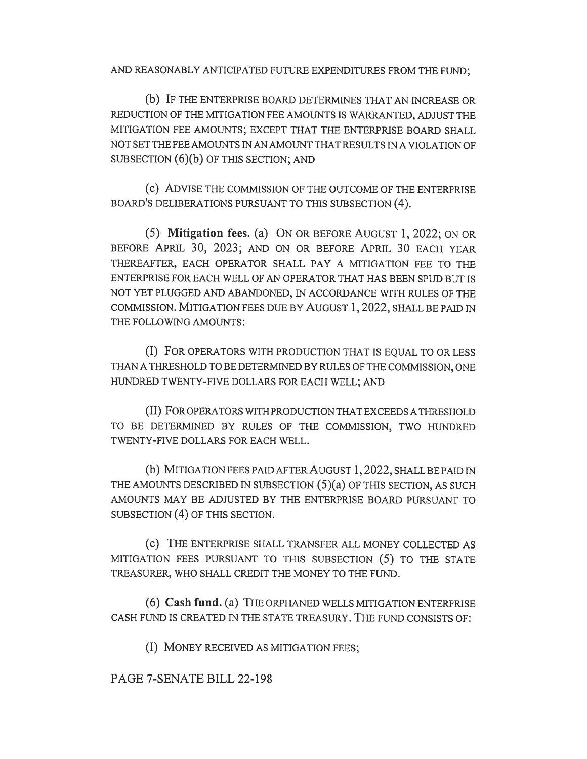AND REASONABLY ANTICIPATED FUTURE EXPENDITURES FROM THE FUND;

(b) IF THE ENTERPRISE BOARD DETERMINES THAT AN INCREASE OR REDUCTION OF THE MITIGATION FEE AMOUNTS IS WARRANTED, ADJUST THE MITIGATION FEE AMOUNTS; EXCEPT THAT THE ENTERPRISE BOARD SHALL NOT SET THE FEE AMOUNTS IN AN AMOUNT THAT RESULTS IN A VIOLATION OF SUBSECTION (6)(b) OF THIS SECTION; AND

(c) ADVISE THE COMMISSION OF THE OUTCOME OF THE ENTERPRISE BOARD'S DELIBERATIONS PURSUANT TO THIS SUBSECTION (4).

(5) **Mitigation fees.** (a) ON OR BEFORE AUGUST 1, 2022; ON OR BEFORE APRIL 30, 2023; AND ON OR BEFORE APRIL 30 EACH YEAR THEREAFTER, EACH OPERATOR SHALL PAY A MITIGATION FEE TO THE ENTERPRISE FOR EACH WELL OF AN OPERATOR THAT HAS BEEN SPUD BUT IS NOT YET PLUGGED AND ABANDONED, IN ACCORDANCE WITH RULES OF THE COMMISSION. MITIGATION FEES DUE BY AUGUST 1, 2022, SHALL BE PAID IN THE FOLLOWING AMOUNTS:

(I) FOR OPERATORS WITH PRODUCTION THAT IS EQUAL TO OR LESS THAN A THRESHOLD TO BE DETERMINED BY RULES OF THE COMMISSION, ONE HUNDRED TWENTY-FIVE DOLLARS FOR EACH WELL; AND

(II) FOR OPERATORS WITH PRODUCTION THAT EXCEEDS A THRESHOLD TO BE DETERMINED BY RULES OF THE COMMISSION, TWO HUNDRED TWENTY-FIVE DOLLARS FOR EACH WELL.

(b) MITIGATION FEES PAID AFTER AUGUST 1, 2022, SHALL BE PAID IN THE AMOUNTS DESCRIBED IN SUBSECTION (5)(a) OF THIS SECTION, AS SUCH AMOUNTS MAY BE ADJUSTED BY THE ENTERPRISE BOARD PURSUANT TO SUBSECTION (4) OF THIS SECTION.

(c) THE ENTERPRISE SHALL TRANSFER ALL MONEY COLLECTED AS MITIGATION FEES PURSUANT TO THIS SUBSECTION (5) TO THE STATE TREASURER, WHO SHALL CREDIT THE MONEY TO THE FUND.

(6) **Cash fund.** (a) THE ORPHANED WELLS MITIGATION ENTERPRISE CASH FUND IS CREATED IN THE STATE TREASURY. THE FUND CONSISTS OF:

(I) MONEY RECEIVED AS MITIGATION FEES;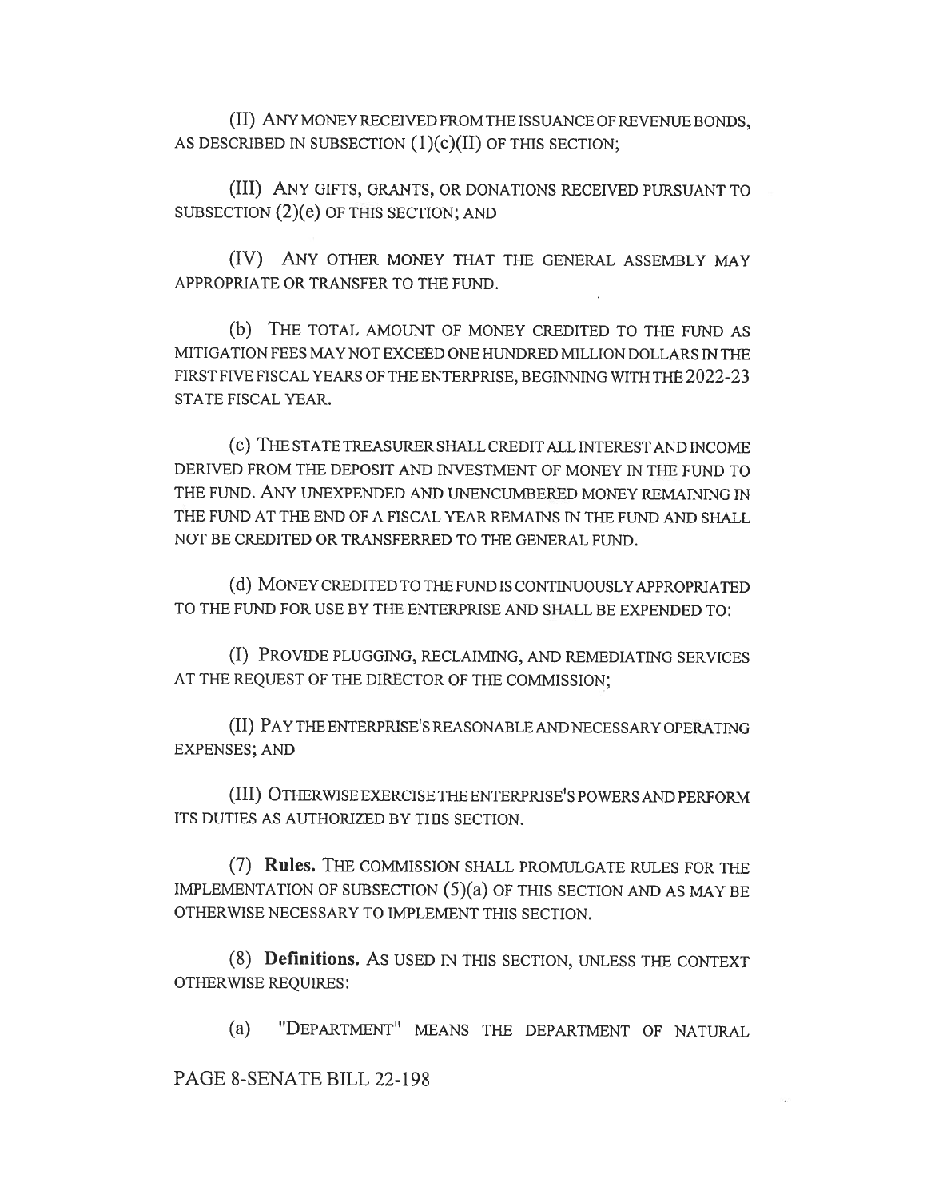(II) ANY MONEY RECEIVED FROM THE ISSUANCE OF REVENUE BONDS, AS DESCRIBED IN SUBSECTION (1)(c)(II) OF THIS SECTION;

(III) ANY GIFTS, GRANTS, OR DONATIONS RECEIVED PURSUANT TO SUBSECTION (2)(e) OF THIS SECTION; AND

(IV) ANY OTHER MONEY THAT THE GENERAL ASSEMBLY MAY APPROPRIATE OR TRANSFER TO THE FUND.

(b) THE TOTAL AMOUNT OF MONEY CREDITED TO THE FUND AS MITIGATION FEES MAY NOT EXCEED ONE HUNDRED MILLION DOLLARS IN THE FIRST FIVE FISCAL YEARS OF THE ENTERPRISE, BEGINNING WITH THE 2022-23 STATE FISCAL YEAR.

(c) THE STATE TREASURER SHALL CREDIT ALL INTEREST AND INCOME DERIVED FROM THE DEPOSIT AND INVESTMENT OF MONEY IN THE FUND TO THE FUND. ANY UNEXPENDED AND UNENCUMBERED MONEY REMAINING IN THE FUND AT THE END OF A FISCAL YEAR REMAINS IN THE FUND AND SHALL NOT BE CREDITED OR TRANSFERRED TO THE GENERAL FUND.

(d) MONEY CREDITED TO THE FUND IS CONTINUOUSLY APPROPRIATED TO THE FUND FOR USE BY THE ENTERPRISE AND SHALL BE EXPENDED TO:

(I) PROVIDE PLUGGING, RECLAIMING, AND REMEDIATING SERVICES AT THE REQUEST OF THE DIRECTOR OF THE COMMISSION;

(II) PAY THE ENTERPRISE'S REASONABLE AND NECESSARY OPERATING EXPENSES; AND

(III) OTHERWISE EXERCISE THE ENTERPRISE'S POWERS AND PERFORM ITS DUTIES AS AUTHORIZED BY THIS SECTION.

(7) **Rules.** THE COMMISSION SHALL PROMULGATE RULES FOR THE IMPLEMENTATION OF SUBSECTION (5)(a) OF THIS SECTION AND AS MAY BE OTHERWISE NECESSARY TO IMPLEMENT THIS SECTION.

(8) **Definitions.** AS USED IN THIS SECTION, UNLESS THE CONTEXT OTHERWISE REQUIRES:

(a) "DEPARTMENT" MEANS THE DEPARTMENT OF NATURAL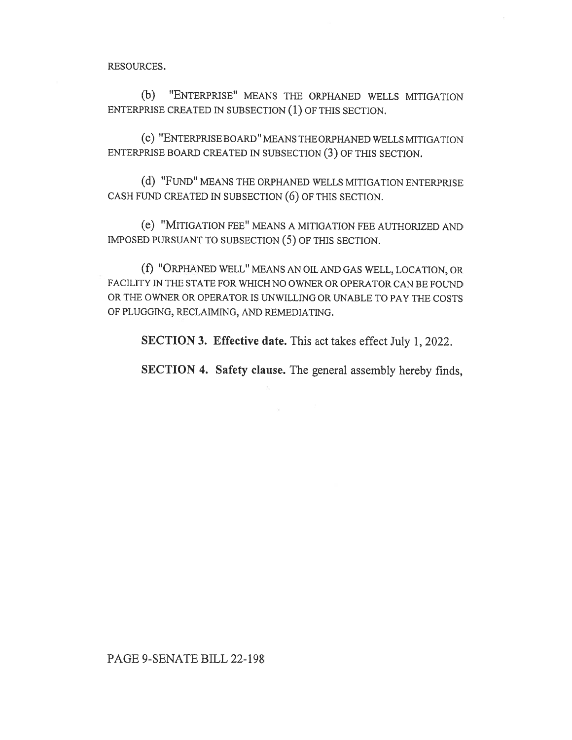RESOURCES.

(b) "ENTERPRISE" MEANS THE ORPHANED WELLS MITIGATION ENTERPRISE CREATED IN SUBSECTION (1) OF THIS SECTION.

(c) "ENTERPRISE BOARD" MEANS THE ORPHANED WELLS MITIGATION ENTERPRISE BOARD CREATED IN SUBSECTION (3) OF THIS SECTION.

(d) "FUND" MEANS THE ORPHANED WELLS MITIGATION ENTERPRISE CASH FUND CREATED IN SUBSECTION (6) OF THIS SECTION.

(e) "MITIGATION FEE" MEANS A MITIGATION FEE AUTHORIZED AND IMPOSED PURSUANT TO SUBSECTION (5) OF THIS SECTION.

(f) "ORPHANED WELL" MEANS AN OIL AND GAS WELL, LOCATION, OR FACILITY IN THE STATE FOR WHICH NO OWNER OR OPERATOR CAN BE FOUND OR THE OWNER OR OPERATOR IS UNWILLING OR UNABLE TO PAY THE COSTS OF PLUGGING, RECLAIMING, AND REMEDIATING.

**SECTION 3. Effective date.** This act takes effect July 1, 2022.

**SECTION 4. Safety clause.** The general assembly hereby finds,

PAGE 9-SENATE BILL 22-198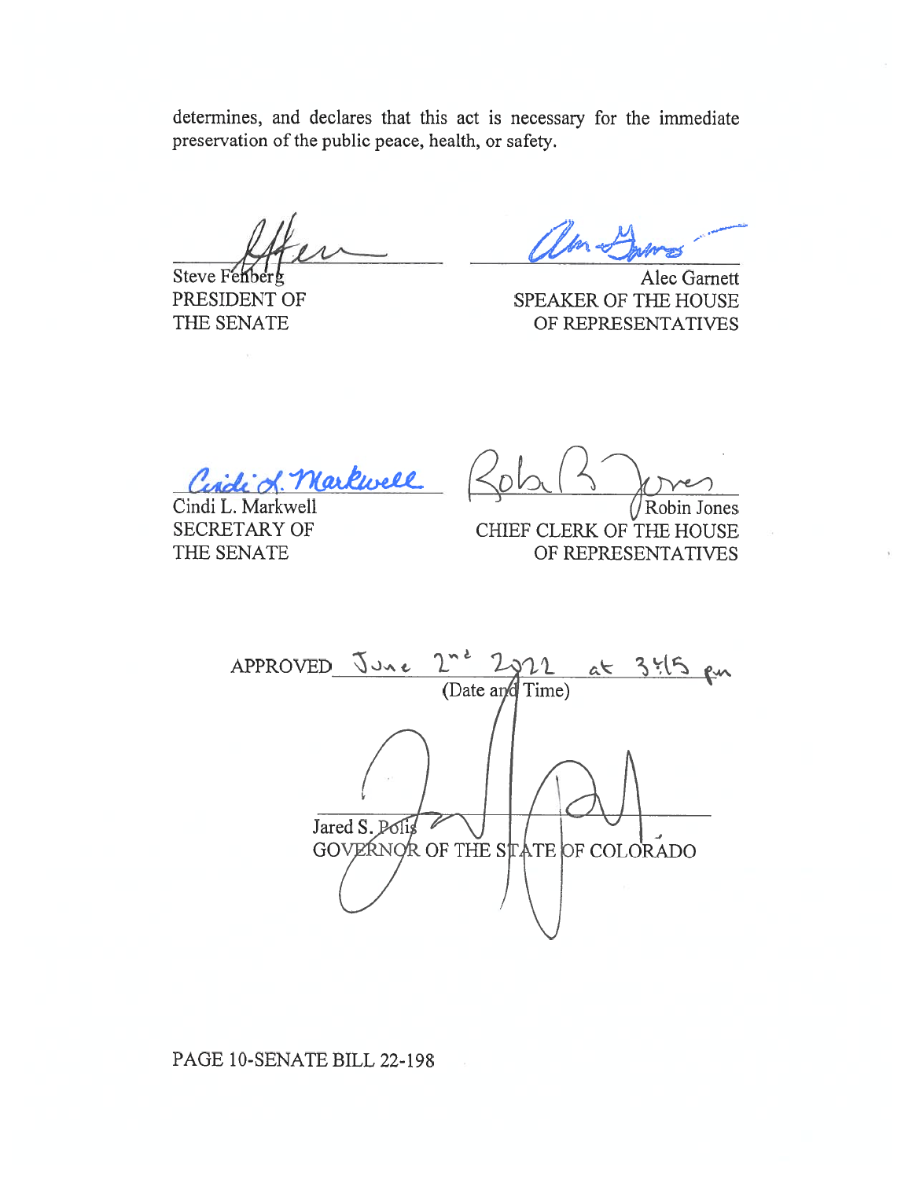determines, and declares that this act is necessary for the immediate preservation of the public peace, health, or safety.

Steve Fenberg
PRESIDENT OF
THE SENATE

Alec Garnett
SPEAKER OF THE HOUSE
OF REPRESENTATIVES

Cindi L. Markwell
SECRETARY OF
THE SENATE

Robin Jones
CHIEF CLERK OF THE HOUSE
OF REPRESENTATIVES

APPROVED June 2nd 2022 at 3:45 pm
(Date and Time)

Jared S. Polis
GOVERNOR OF THE STATE OF COLORADO

PAGE 10-SENATE BILL 22-198